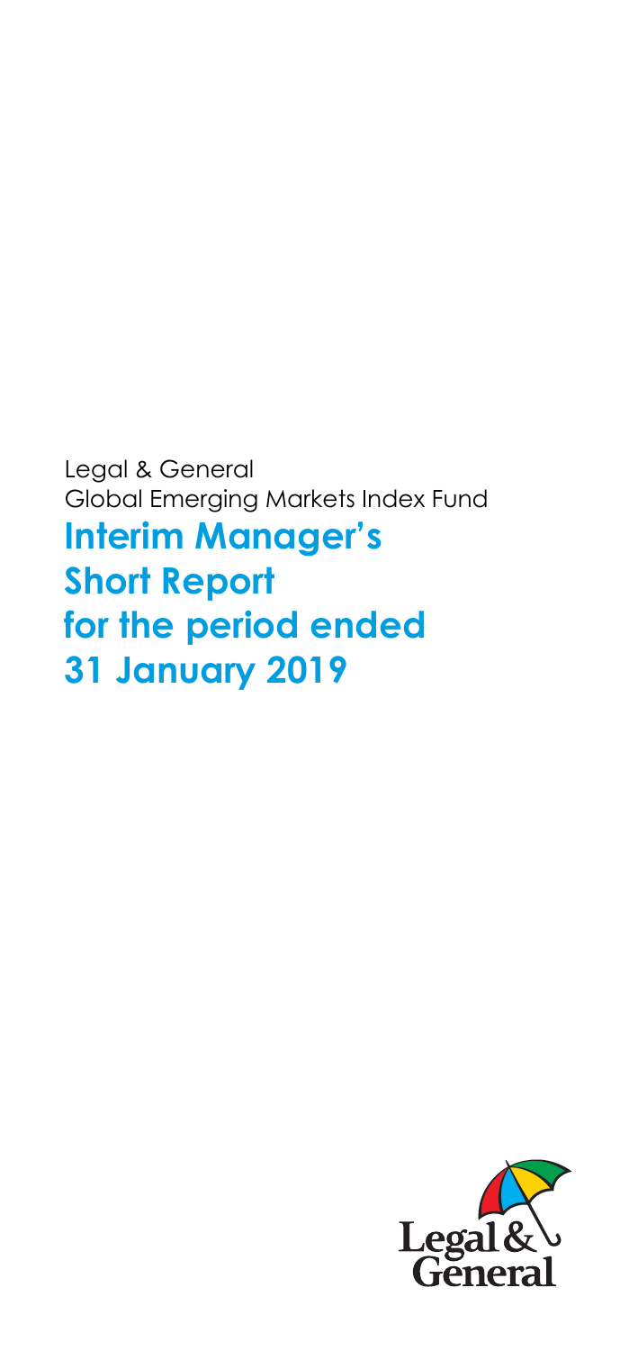Legal & General
Global Emerging Markets Index Fund

# Interim Manager's Short Report for the period ended 31 January 2019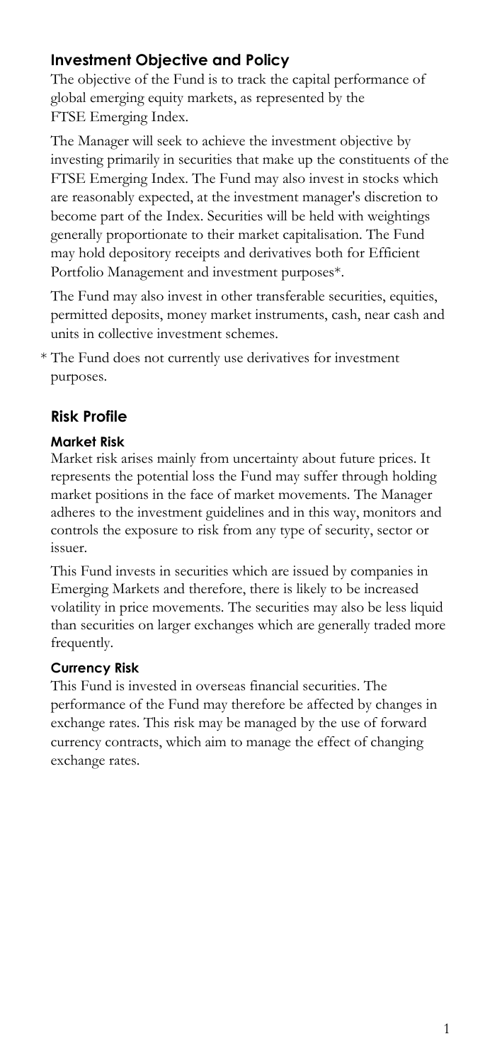## Investment Objective and Policy

The objective of the Fund is to track the capital performance of global emerging equity markets, as represented by the FTSE Emerging Index.

The Manager will seek to achieve the investment objective by investing primarily in securities that make up the constituents of the FTSE Emerging Index. The Fund may also invest in stocks which are reasonably expected, at the investment manager's discretion to become part of the Index. Securities will be held with weightings generally proportionate to their market capitalisation. The Fund may hold depository receipts and derivatives both for Efficient Portfolio Management and investment purposes*.

The Fund may also invest in other transferable securities, equities, permitted deposits, money market instruments, cash, near cash and units in collective investment schemes.

\* The Fund does not currently use derivatives for investment purposes.

## Risk Profile

### Market Risk

Market risk arises mainly from uncertainty about future prices. It represents the potential loss the Fund may suffer through holding market positions in the face of market movements. The Manager adheres to the investment guidelines and in this way, monitors and controls the exposure to risk from any type of security, sector or issuer.

This Fund invests in securities which are issued by companies in Emerging Markets and therefore, there is likely to be increased volatility in price movements. The securities may also be less liquid than securities on larger exchanges which are generally traded more frequently.

### Currency Risk

This Fund is invested in overseas financial securities. The performance of the Fund may therefore be affected by changes in exchange rates. This risk may be managed by the use of forward currency contracts, which aim to manage the effect of changing exchange rates.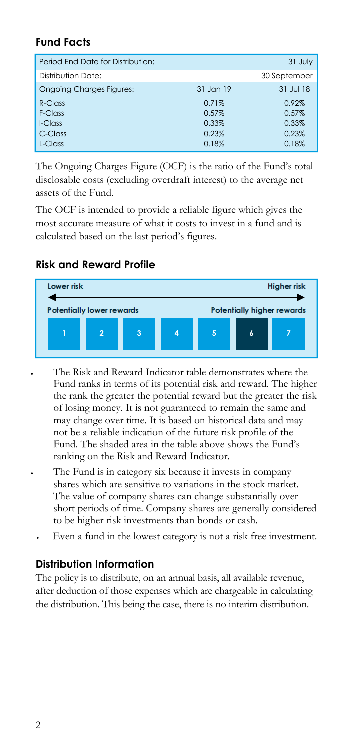## Fund Facts

| Period End Date for Distribution: | | 31 July |
|---|---|---|
| Distribution Date: | | 30 September |
| Ongoing Charges Figures: | 31 Jan 19 | 31 Jul 18 |
| R-Class | 0.71% | 0.92% |
| F-Class | 0.57% | 0.57% |
| I-Class | 0.33% | 0.33% |
| C-Class | 0.23% | 0.23% |
| L-Class | 0.18% | 0.18% |

The Ongoing Charges Figure (OCF) is the ratio of the Fund's total disclosable costs (excluding overdraft interest) to the average net assets of the Fund.

The OCF is intended to provide a reliable figure which gives the most accurate measure of what it costs to invest in a fund and is calculated based on the last period's figures.

## Risk and Reward Profile

| Lower risk | | | | | | Higher risk |
|---|---|---|---|---|---|---|
| Potentially lower rewards | | | | | | Potentially higher rewards |
| 1 | 2 | 3 | 4 | 5 | **6** | 7 |

- The Risk and Reward Indicator table demonstrates where the Fund ranks in terms of its potential risk and reward. The higher the rank the greater the potential reward but the greater the risk of losing money. It is not guaranteed to remain the same and may change over time. It is based on historical data and may not be a reliable indication of the future risk profile of the Fund. The shaded area in the table above shows the Fund's ranking on the Risk and Reward Indicator.
- The Fund is in category six because it invests in company shares which are sensitive to variations in the stock market. The value of company shares can change substantially over short periods of time. Company shares are generally considered to be higher risk investments than bonds or cash.
- Even a fund in the lowest category is not a risk free investment.

## Distribution Information

The policy is to distribute, on an annual basis, all available revenue, after deduction of those expenses which are chargeable in calculating the distribution. This being the case, there is no interim distribution.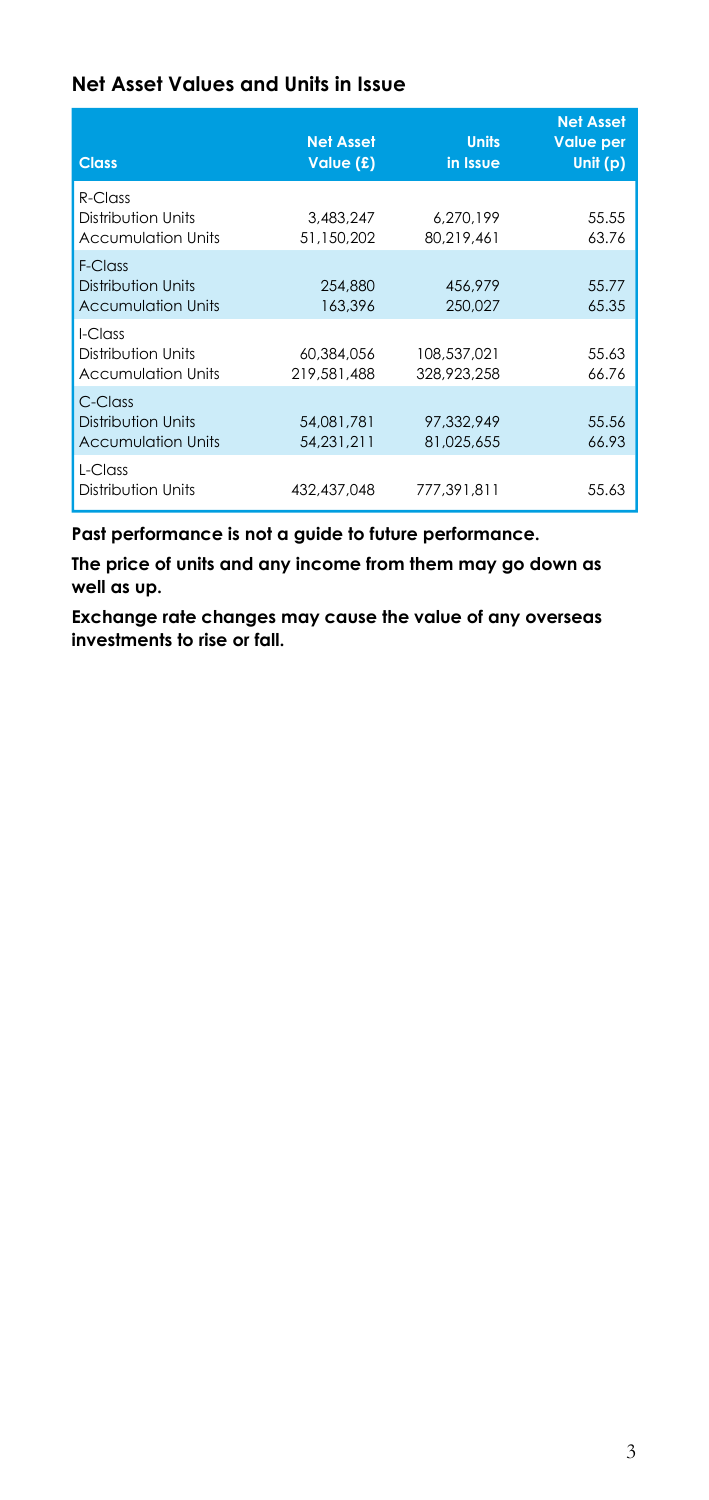## Net Asset Values and Units in Issue

| Class | Net Asset Value (£) | Units in Issue | Net Asset Value per Unit (p) |
|---|---|---|---|
| R-Class | | | |
| Distribution Units | 3,483,247 | 6,270,199 | 55.55 |
| Accumulation Units | 51,150,202 | 80,219,461 | 63.76 |
| F-Class | | | |
| Distribution Units | 254,880 | 456,979 | 55.77 |
| Accumulation Units | 163,396 | 250,027 | 65.35 |
| I-Class | | | |
| Distribution Units | 60,384,056 | 108,537,021 | 55.63 |
| Accumulation Units | 219,581,488 | 328,923,258 | 66.76 |
| C-Class | | | |
| Distribution Units | 54,081,781 | 97,332,949 | 55.56 |
| Accumulation Units | 54,231,211 | 81,025,655 | 66.93 |
| L-Class | | | |
| Distribution Units | 432,437,048 | 777,391,811 | 55.63 |

**Past performance is not a guide to future performance.**

**The price of units and any income from them may go down as well as up.**

**Exchange rate changes may cause the value of any overseas investments to rise or fall.**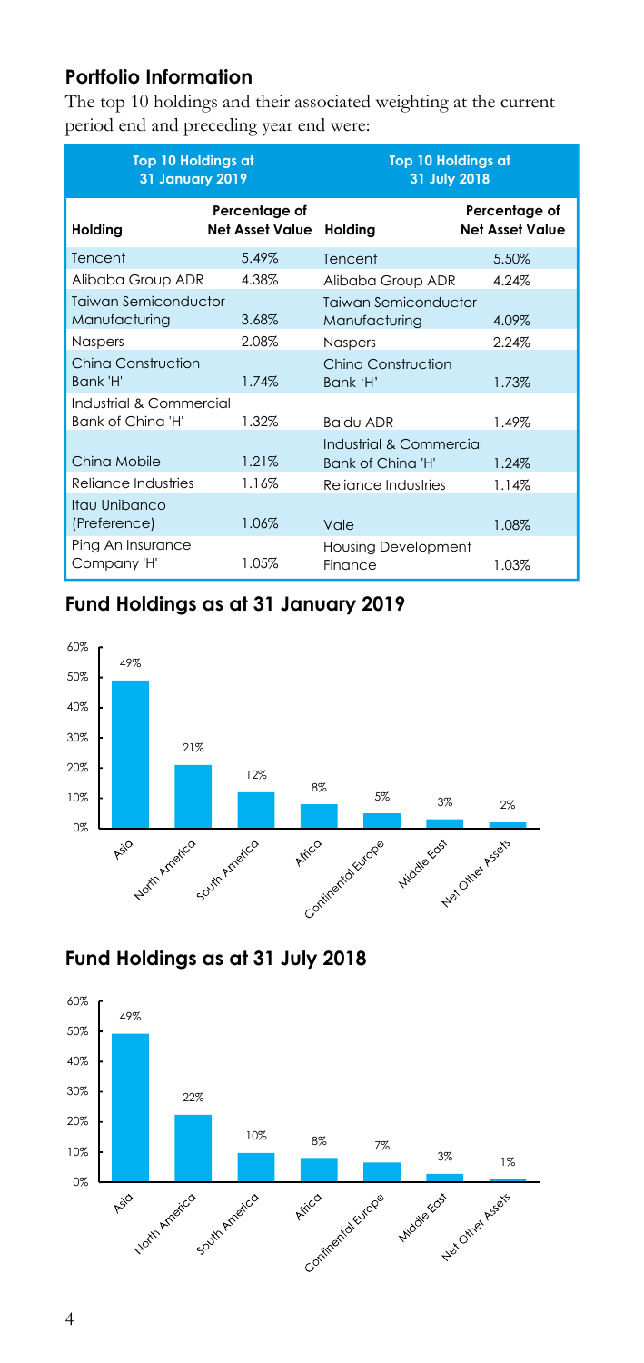## Portfolio Information

The top 10 holdings and their associated weighting at the current period end and preceding year end were:

| Top 10 Holdings at 31 January 2019 | | Top 10 Holdings at 31 July 2018 | |
|---|---|---|---|
| **Holding** | **Percentage of Net Asset Value** | **Holding** | **Percentage of Net Asset Value** |
| Tencent | 5.49% | Tencent | 5.50% |
| Alibaba Group ADR | 4.38% | Alibaba Group ADR | 4.24% |
| Taiwan Semiconductor Manufacturing | 3.68% | Taiwan Semiconductor Manufacturing | 4.09% |
| Naspers | 2.08% | Naspers | 2.24% |
| China Construction Bank 'H' | 1.74% | China Construction Bank 'H' | 1.73% |
| Industrial & Commercial Bank of China 'H' | 1.32% | Baidu ADR | 1.49% |
| China Mobile | 1.21% | Industrial & Commercial Bank of China 'H' | 1.24% |
| Reliance Industries | 1.16% | Reliance Industries | 1.14% |
| Itau Unibanco (Preference) | 1.06% | Vale | 1.08% |
| Ping An Insurance Company 'H' | 1.05% | Housing Development Finance | 1.03% |

## Fund Holdings as at 31 January 2019

| Asia | North America | South America | Africa | Continental Europe | Middle East | Net Other Assets |
|---|---|---|---|---|---|---|
| 49% | 21% | 12% | 8% | 5% | 3% | 2% |

## Fund Holdings as at 31 July 2018

| Asia | North America | South America | Africa | Continental Europe | Middle East | Net Other Assets |
|---|---|---|---|---|---|---|
| 49% | 22% | 10% | 8% | 7% | 3% | 1% |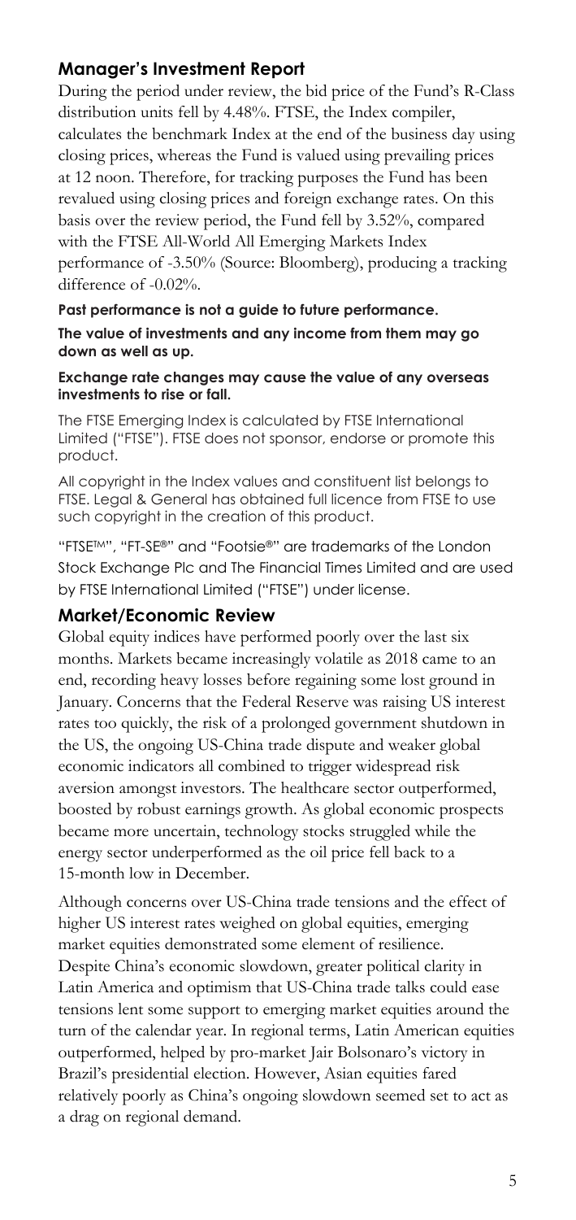## Manager's Investment Report

During the period under review, the bid price of the Fund's R-Class distribution units fell by 4.48%. FTSE, the Index compiler, calculates the benchmark Index at the end of the business day using closing prices, whereas the Fund is valued using prevailing prices at 12 noon. Therefore, for tracking purposes the Fund has been revalued using closing prices and foreign exchange rates. On this basis over the review period, the Fund fell by 3.52%, compared with the FTSE All-World All Emerging Markets Index performance of -3.50% (Source: Bloomberg), producing a tracking difference of -0.02%.

**Past performance is not a guide to future performance.**

**The value of investments and any income from them may go down as well as up.**

**Exchange rate changes may cause the value of any overseas investments to rise or fall.**

The FTSE Emerging Index is calculated by FTSE International Limited ("FTSE"). FTSE does not sponsor, endorse or promote this product.

All copyright in the Index values and constituent list belongs to FTSE. Legal & General has obtained full licence from FTSE to use such copyright in the creation of this product.

"FTSE™", "FT-SE®" and "Footsie®" are trademarks of the London Stock Exchange Plc and The Financial Times Limited and are used by FTSE International Limited ("FTSE") under license.

## Market/Economic Review

Global equity indices have performed poorly over the last six months. Markets became increasingly volatile as 2018 came to an end, recording heavy losses before regaining some lost ground in January. Concerns that the Federal Reserve was raising US interest rates too quickly, the risk of a prolonged government shutdown in the US, the ongoing US-China trade dispute and weaker global economic indicators all combined to trigger widespread risk aversion amongst investors. The healthcare sector outperformed, boosted by robust earnings growth. As global economic prospects became more uncertain, technology stocks struggled while the energy sector underperformed as the oil price fell back to a 15-month low in December.

Although concerns over US-China trade tensions and the effect of higher US interest rates weighed on global equities, emerging market equities demonstrated some element of resilience. Despite China's economic slowdown, greater political clarity in Latin America and optimism that US-China trade talks could ease tensions lent some support to emerging market equities around the turn of the calendar year. In regional terms, Latin American equities outperformed, helped by pro-market Jair Bolsonaro's victory in Brazil's presidential election. However, Asian equities fared relatively poorly as China's ongoing slowdown seemed set to act as a drag on regional demand.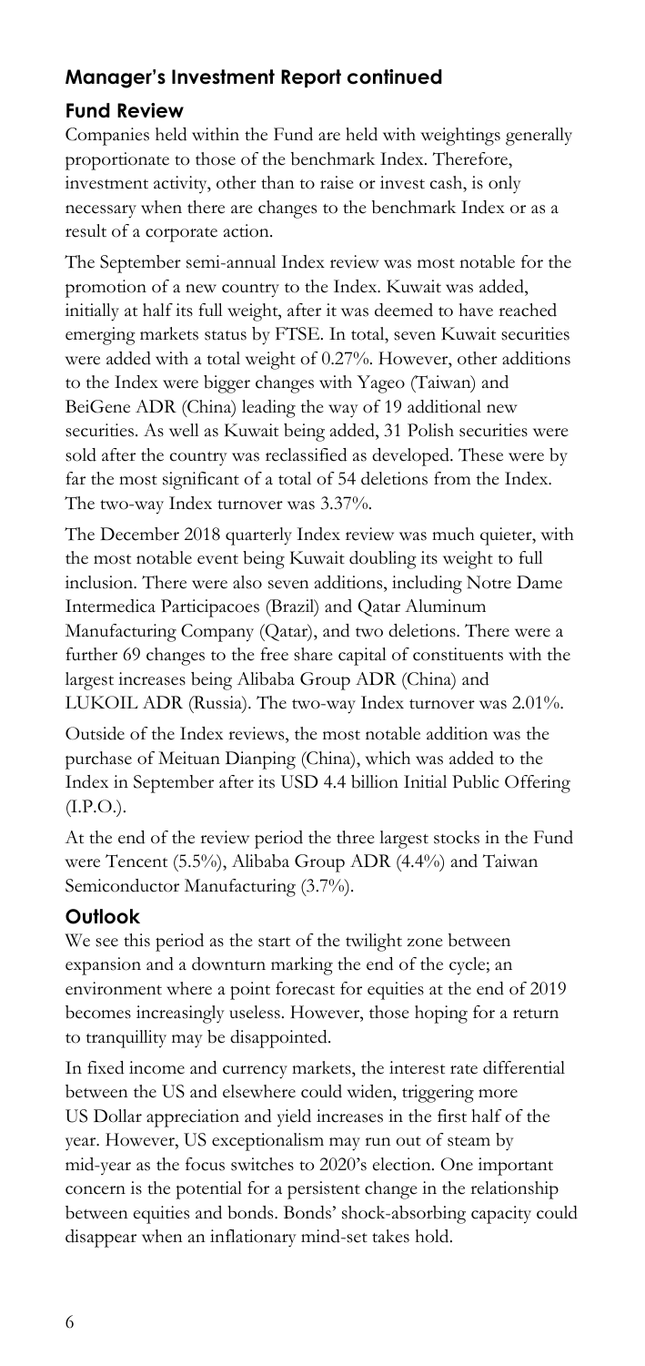## Manager's Investment Report continued

### Fund Review

Companies held within the Fund are held with weightings generally proportionate to those of the benchmark Index. Therefore, investment activity, other than to raise or invest cash, is only necessary when there are changes to the benchmark Index or as a result of a corporate action.

The September semi-annual Index review was most notable for the promotion of a new country to the Index. Kuwait was added, initially at half its full weight, after it was deemed to have reached emerging markets status by FTSE. In total, seven Kuwait securities were added with a total weight of 0.27%. However, other additions to the Index were bigger changes with Yageo (Taiwan) and BeiGene ADR (China) leading the way of 19 additional new securities. As well as Kuwait being added, 31 Polish securities were sold after the country was reclassified as developed. These were by far the most significant of a total of 54 deletions from the Index. The two-way Index turnover was 3.37%.

The December 2018 quarterly Index review was much quieter, with the most notable event being Kuwait doubling its weight to full inclusion. There were also seven additions, including Notre Dame Intermedica Participacoes (Brazil) and Qatar Aluminum Manufacturing Company (Qatar), and two deletions. There were a further 69 changes to the free share capital of constituents with the largest increases being Alibaba Group ADR (China) and LUKOIL ADR (Russia). The two-way Index turnover was 2.01%.

Outside of the Index reviews, the most notable addition was the purchase of Meituan Dianping (China), which was added to the Index in September after its USD 4.4 billion Initial Public Offering (I.P.O.).

At the end of the review period the three largest stocks in the Fund were Tencent (5.5%), Alibaba Group ADR (4.4%) and Taiwan Semiconductor Manufacturing (3.7%).

### Outlook

We see this period as the start of the twilight zone between expansion and a downturn marking the end of the cycle; an environment where a point forecast for equities at the end of 2019 becomes increasingly useless. However, those hoping for a return to tranquillity may be disappointed.

In fixed income and currency markets, the interest rate differential between the US and elsewhere could widen, triggering more US Dollar appreciation and yield increases in the first half of the year. However, US exceptionalism may run out of steam by mid-year as the focus switches to 2020's election. One important concern is the potential for a persistent change in the relationship between equities and bonds. Bonds' shock-absorbing capacity could disappear when an inflationary mind-set takes hold.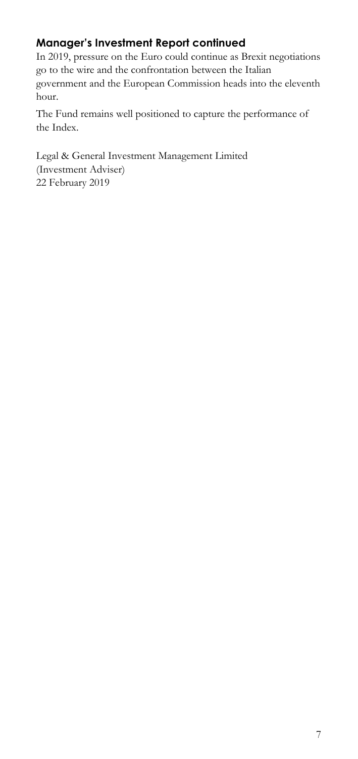## Manager's Investment Report continued

In 2019, pressure on the Euro could continue as Brexit negotiations go to the wire and the confrontation between the Italian government and the European Commission heads into the eleventh hour.

The Fund remains well positioned to capture the performance of the Index.

Legal & General Investment Management Limited
(Investment Adviser)
22 February 2019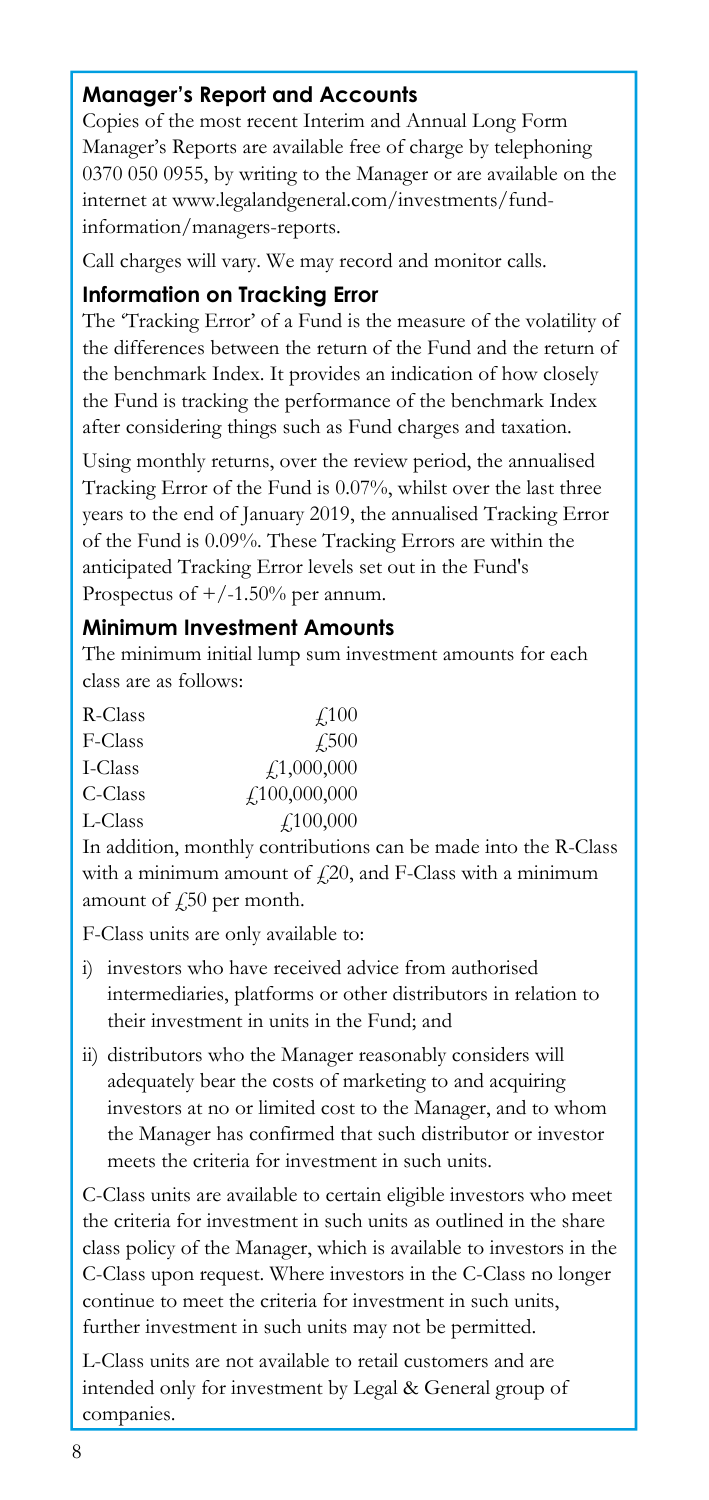## Manager's Report and Accounts

Copies of the most recent Interim and Annual Long Form Manager's Reports are available free of charge by telephoning 0370 050 0955, by writing to the Manager or are available on the internet at www.legalandgeneral.com/investments/fund-information/managers-reports.

Call charges will vary. We may record and monitor calls.

## Information on Tracking Error

The 'Tracking Error' of a Fund is the measure of the volatility of the differences between the return of the Fund and the return of the benchmark Index. It provides an indication of how closely the Fund is tracking the performance of the benchmark Index after considering things such as Fund charges and taxation.

Using monthly returns, over the review period, the annualised Tracking Error of the Fund is 0.07%, whilst over the last three years to the end of January 2019, the annualised Tracking Error of the Fund is 0.09%. These Tracking Errors are within the anticipated Tracking Error levels set out in the Fund's Prospectus of +/-1.50% per annum.

## Minimum Investment Amounts

The minimum initial lump sum investment amounts for each class are as follows:

| | |
|---|---|
| R-Class | £100 |
| F-Class | £500 |
| I-Class | £1,000,000 |
| C-Class | £100,000,000 |
| L-Class | £100,000 |

In addition, monthly contributions can be made into the R-Class with a minimum amount of £20, and F-Class with a minimum amount of £50 per month.

F-Class units are only available to:

i) investors who have received advice from authorised intermediaries, platforms or other distributors in relation to their investment in units in the Fund; and

ii) distributors who the Manager reasonably considers will adequately bear the costs of marketing to and acquiring investors at no or limited cost to the Manager, and to whom the Manager has confirmed that such distributor or investor meets the criteria for investment in such units.

C-Class units are available to certain eligible investors who meet the criteria for investment in such units as outlined in the share class policy of the Manager, which is available to investors in the C-Class upon request. Where investors in the C-Class no longer continue to meet the criteria for investment in such units, further investment in such units may not be permitted.

L-Class units are not available to retail customers and are intended only for investment by Legal & General group of companies.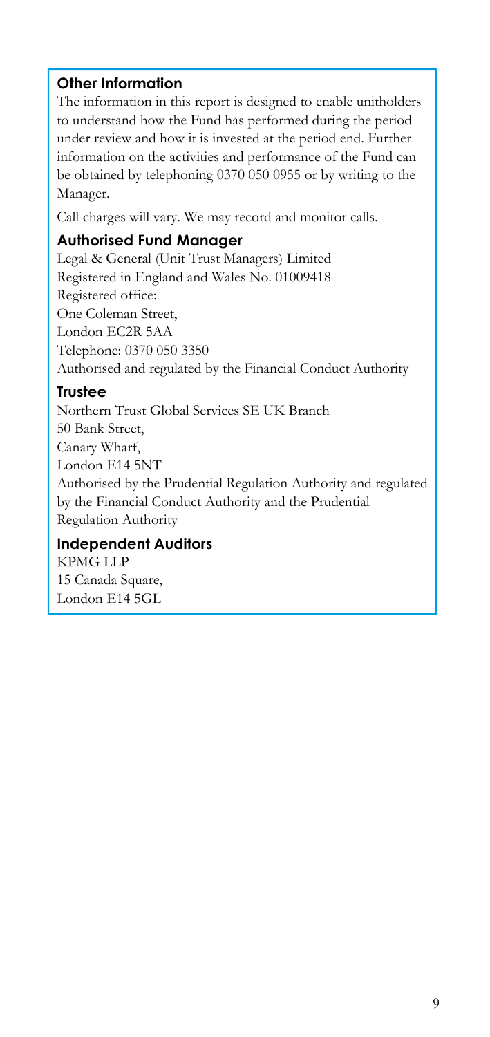## Other Information

The information in this report is designed to enable unitholders to understand how the Fund has performed during the period under review and how it is invested at the period end. Further information on the activities and performance of the Fund can be obtained by telephoning 0370 050 0955 or by writing to the Manager.

Call charges will vary. We may record and monitor calls.

## Authorised Fund Manager

Legal & General (Unit Trust Managers) Limited
Registered in England and Wales No. 01009418
Registered office:
One Coleman Street,
London EC2R 5AA
Telephone: 0370 050 3350
Authorised and regulated by the Financial Conduct Authority

## Trustee

Northern Trust Global Services SE UK Branch
50 Bank Street,
Canary Wharf,
London E14 5NT
Authorised by the Prudential Regulation Authority and regulated by the Financial Conduct Authority and the Prudential Regulation Authority

## Independent Auditors

KPMG LLP
15 Canada Square,
London E14 5GL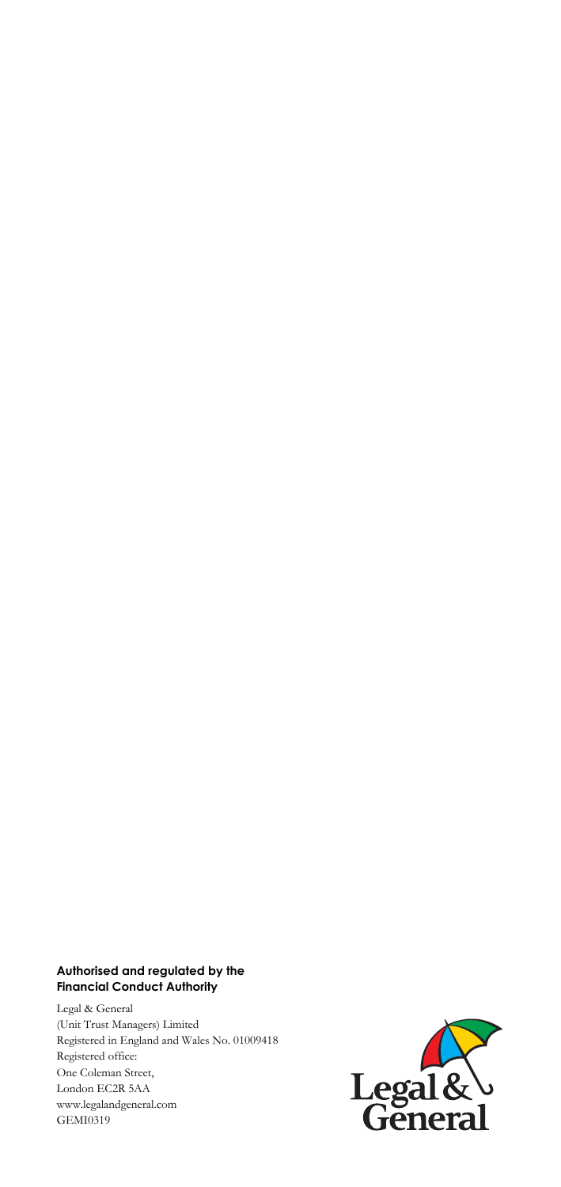**Authorised and regulated by the Financial Conduct Authority**

Legal & General
(Unit Trust Managers) Limited
Registered in England and Wales No. 01009418
Registered office:
One Coleman Street,
London EC2R 5AA
www.legalandgeneral.com
GEMI0319